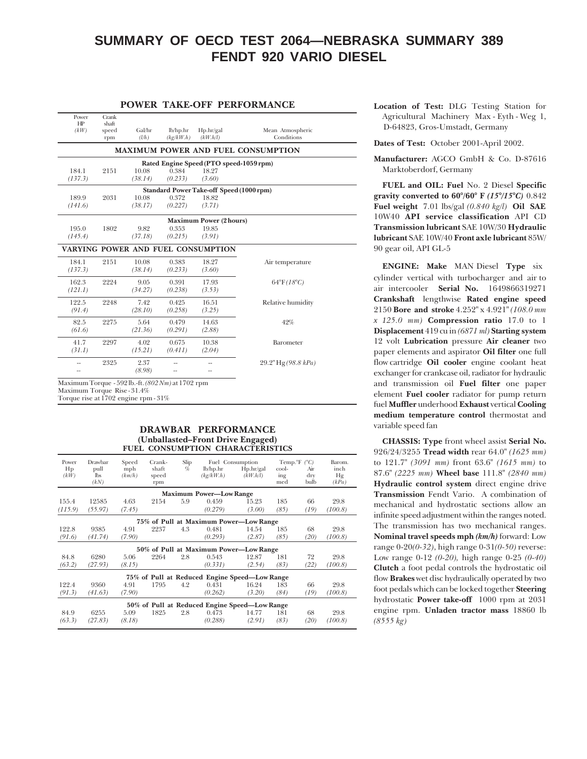# SUMMARY OF OECD TEST 2064—NEBRASKA SUMMARY 389
# FENDT 920 VARIO DIESEL

## POWER TAKE-OFF PERFORMANCE

| Power HP *(kW)* | Crank shaft speed rpm | Gal/hr *(l/h)* | lb/hp.hr *(kg/kW.h)* | Hp.hr/gal *(kW.h/l)* | Mean Atmospheric Conditions |
|---|---|---|---|---|---|
| **MAXIMUM POWER AND FUEL CONSUMPTION** | | | | | |
| **Rated Engine Speed (PTO speed-1059 rpm)** | | | | | |
| 184.1 *(137.3)* | 2151 | 10.08 *(38.14)* | 0.384 *(0.233)* | 18.27 *(3.60)* | |
| **Standard Power Take-off Speed (1000 rpm)** | | | | | |
| 189.9 *(141.6)* | 2031 | 10.08 *(38.17)* | 0.372 *(0.227)* | 18.82 *(3.71)* | |
| **Maximum Power (2 hours)** | | | | | |
| 195.0 *(145.4)* | 1802 | 9.82 *(37.18)* | 0.353 *(0.215)* | 19.85 *(3.91)* | |
| **VARYING POWER AND FUEL CONSUMPTION** | | | | | |
| 184.1 *(137.3)* | 2151 | 10.08 *(38.14)* | 0.383 *(0.233)* | 18.27 *(3.60)* | Air temperature |
| 162.3 *(121.1)* | 2224 | 9.05 *(34.27)* | 0.391 *(0.238)* | 17.93 *(3.53)* | 64°F *(18°C)* |
| 122.5 *(91.4)* | 2248 | 7.42 *(28.10)* | 0.425 *(0.258)* | 16.51 *(3.25)* | Relative humidity |
| 82.5 *(61.6)* | 2275 | 5.64 *(21.36)* | 0.479 *(0.291)* | 14.63 *(2.88)* | 42% |
| 41.7 *(31.1)* | 2297 | 4.02 *(15.21)* | 0.675 *(0.411)* | 10.38 *(2.04)* | Barometer |
| -- -- | 2325 | 2.37 *(8.98)* | -- -- | -- -- | 29.2" Hg *(98.8 kPa)* |

Maximum Torque - 592 lb.-ft. *(802 Nm)* at 1702 rpm
Maximum Torque Rise - 31.4%
Torque rise at 1702 engine rpm - 31%

## DRAWBAR PERFORMANCE
### (Unballasted–Front Drive Engaged)
### FUEL CONSUMPTION CHARACTERISTICS

| Power Hp *(kW)* | Drawbar pull lbs *(kN)* | Speed mph *(km/h)* | Crank-shaft speed rpm | Slip % | Fuel Consumption lb/hp.hr *(kg/kW.h)* | Fuel Consumption Hp.hr/gal *(kW.h/l)* | Temp.°F *(°C)* cool-ing med | Temp.°F *(°C)* Air dry bulb | Barom. inch Hg *(kPa)* |
|---|---|---|---|---|---|---|---|---|---|
| **Maximum Power—Low Range** | | | | | | | | | |
| 155.4 *(115.9)* | 12585 *(55.97)* | 4.63 *(7.45)* | 2154 | 5.9 | 0.459 *(0.279)* | 15.23 *(3.00)* | 185 *(85)* | 66 *(19)* | 29.8 *(100.8)* |
| **75% of Pull at Maximum Power—Low Range** | | | | | | | | | |
| 122.8 *(91.6)* | 9385 *(41.74)* | 4.91 *(7.90)* | 2237 | 4.3 | 0.481 *(0.293)* | 14.54 *(2.87)* | 185 *(85)* | 68 *(20)* | 29.8 *(100.8)* |
| **50% of Pull at Maximum Power—Low Range** | | | | | | | | | |
| 84.8 *(63.2)* | 6280 *(27.93)* | 5.06 *(8.15)* | 2264 | 2.8 | 0.543 *(0.331)* | 12.87 *(2.54)* | 181 *(83)* | 72 *(22)* | 29.8 *(100.8)* |
| **75% of Pull at Reduced Engine Speed—Low Range** | | | | | | | | | |
| 122.4 *(91.3)* | 9360 *(41.63)* | 4.91 *(7.90)* | 1795 | 4.2 | 0.431 *(0.262)* | 16.24 *(3.20)* | 183 *(84)* | 66 *(19)* | 29.8 *(100.8)* |
| **50% of Pull at Reduced Engine Speed—Low Range** | | | | | | | | | |
| 84.9 *(63.3)* | 6255 *(27.83)* | 5.09 *(8.18)* | 1825 | 2.8 | 0.473 *(0.288)* | 14.77 *(2.91)* | 181 *(83)* | 68 *(20)* | 29.8 *(100.8)* |

**Location of Test:** DLG Testing Station for Agricultural Machinery Max - Eyth - Weg 1, D-64823, Gros-Umstadt, Germany

**Dates of Test:** October 2001-April 2002.

**Manufacturer:** AGCO GmbH & Co. D-87616 Marktoberdorf, Germany

**FUEL and OIL: Fuel** No. 2 Diesel **Specific gravity converted to 60°/60° F** *(15°/15°C)* 0.842 **Fuel weight** 7.01 lbs/gal *(0.840 kg/l)* **Oil SAE** 10W40 **API service classification** API CD **Transmission lubricant** SAE 10W/30 **Hydraulic lubricant** SAE 10W/40 **Front axle lubricant** 85W/90 gear oil, API GL-5

**ENGINE: Make** MAN Diesel **Type** six cylinder vertical with turbocharger and air to air intercooler **Serial No.** 1649866319271 **Crankshaft** lengthwise **Rated engine speed** 2150 **Bore and stroke** 4.252" x 4.921" *(108.0 mm x 125.0 mm)* **Compression ratio** 17.0 to 1 **Displacement** 419 cu in *(6871 ml)* **Starting system** 12 volt **Lubrication** pressure **Air cleaner** two paper elements and aspirator **Oil filter** one full flow cartridge **Oil cooler** engine coolant heat exchanger for crankcase oil, radiator for hydraulic and transmission oil **Fuel filter** one paper element **Fuel cooler** radiator for pump return fuel **Muffler** underhood **Exhaust** vertical **Cooling medium temperature control** thermostat and variable speed fan

**CHASSIS: Type** front wheel assist **Serial No.** 926/24/3255 **Tread width** rear 64.0" *(1625 mm)* to 121.7" *(3091 mm)* front 63.6" *(1615 mm)* to 87.6" *(2225 mm)* **Wheel base** 111.8" *(2840 mm)* **Hydraulic control system** direct engine drive **Transmission** Fendt Vario. A combination of mechanical and hydrostatic sections allow an infinite speed adjustment within the ranges noted. The transmission has two mechanical ranges. **Nominal travel speeds mph** *(km/h)* forward: Low range 0-20*(0-32)*, high range 0-31*(0-50)* reverse: Low range 0-12 *(0-20)*, high range 0-25 *(0-40)* **Clutch** a foot pedal controls the hydrostatic oil flow **Brakes** wet disc hydraulically operated by two foot pedals which can be locked together **Steering** hydrostatic **Power take-off** 1000 rpm at 2031 engine rpm. **Unladen tractor mass** 18860 lb *(8555 kg)*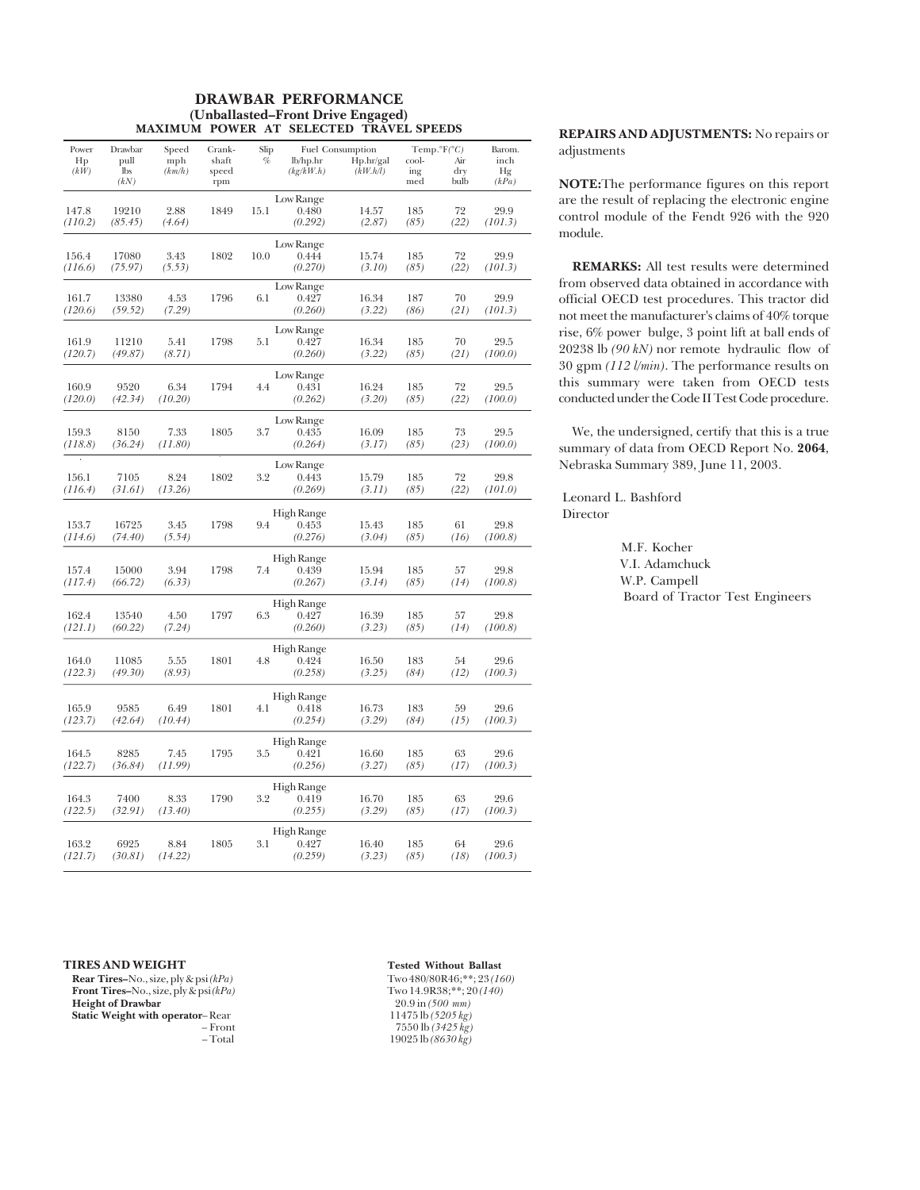## DRAWBAR PERFORMANCE
### (Unballasted–Front Drive Engaged)
### MAXIMUM POWER AT SELECTED TRAVEL SPEEDS

| Power Hp *(kW)* | Drawbar pull lbs *(kN)* | Speed mph *(km/h)* | Crank-shaft speed rpm | Slip % | Fuel Consumption lb/hp.hr *(kg/kW.h)* | Fuel Consumption Hp.hr/gal *(kW.h/l)* | Temp.°F(°C) cool-ing med | Temp.°F(°C) Air dry bulb | Barom. inch Hg *(kPa)* |
|---|---|---|---|---|---|---|---|---|---|
| | | | | | Low Range | | | | |
| 147.8 *(110.2)* | 19210 *(85.45)* | 2.88 *(4.64)* | 1849 | 15.1 | 0.480 *(0.292)* | 14.57 *(2.87)* | 185 *(85)* | 72 *(22)* | 29.9 *(101.3)* |
| | | | | | Low Range | | | | |
| 156.4 *(116.6)* | 17080 *(75.97)* | 3.43 *(5.53)* | 1802 | 10.0 | 0.444 *(0.270)* | 15.74 *(3.10)* | 185 *(85)* | 72 *(22)* | 29.9 *(101.3)* |
| | | | | | Low Range | | | | |
| 161.7 *(120.6)* | 13380 *(59.52)* | 4.53 *(7.29)* | 1796 | 6.1 | 0.427 *(0.260)* | 16.34 *(3.22)* | 187 *(86)* | 70 *(21)* | 29.9 *(101.3)* |
| | | | | | Low Range | | | | |
| 161.9 *(120.7)* | 11210 *(49.87)* | 5.41 *(8.71)* | 1798 | 5.1 | 0.427 *(0.260)* | 16.34 *(3.22)* | 185 *(85)* | 70 *(21)* | 29.5 *(100.0)* |
| | | | | | Low Range | | | | |
| 160.9 *(120.0)* | 9520 *(42.34)* | 6.34 *(10.20)* | 1794 | 4.4 | 0.431 *(0.262)* | 16.24 *(3.20)* | 185 *(85)* | 72 *(22)* | 29.5 *(100.0)* |
| | | | | | Low Range | | | | |
| 159.3 *(118.8)* | 8150 *(36.24)* | 7.33 *(11.80)* | 1805 | 3.7 | 0.435 *(0.264)* | 16.09 *(3.17)* | 185 *(85)* | 73 *(23)* | 29.5 *(100.0)* |
| | | | | | Low Range | | | | |
| 156.1 *(116.4)* | 7105 *(31.61)* | 8.24 *(13.26)* | 1802 | 3.2 | 0.443 *(0.269)* | 15.79 *(3.11)* | 185 *(85)* | 72 *(22)* | 29.8 *(101.0)* |
| | | | | | High Range | | | | |
| 153.7 *(114.6)* | 16725 *(74.40)* | 3.45 *(5.54)* | 1798 | 9.4 | 0.453 *(0.276)* | 15.43 *(3.04)* | 185 *(85)* | 61 *(16)* | 29.8 *(100.8)* |
| | | | | | High Range | | | | |
| 157.4 *(117.4)* | 15000 *(66.72)* | 3.94 *(6.33)* | 1798 | 7.4 | 0.439 *(0.267)* | 15.94 *(3.14)* | 185 *(85)* | 57 *(14)* | 29.8 *(100.8)* |
| | | | | | High Range | | | | |
| 162.4 *(121.1)* | 13540 *(60.22)* | 4.50 *(7.24)* | 1797 | 6.3 | 0.427 *(0.260)* | 16.39 *(3.23)* | 185 *(85)* | 57 *(14)* | 29.8 *(100.8)* |
| | | | | | High Range | | | | |
| 164.0 *(122.3)* | 11085 *(49.30)* | 5.55 *(8.93)* | 1801 | 4.8 | 0.424 *(0.258)* | 16.50 *(3.25)* | 183 *(84)* | 54 *(12)* | 29.6 *(100.3)* |
| | | | | | High Range | | | | |
| 165.9 *(123.7)* | 9585 *(42.64)* | 6.49 *(10.44)* | 1801 | 4.1 | 0.418 *(0.254)* | 16.73 *(3.29)* | 183 *(84)* | 59 *(15)* | 29.6 *(100.3)* |
| | | | | | High Range | | | | |
| 164.5 *(122.7)* | 8285 *(36.84)* | 7.45 *(11.99)* | 1795 | 3.5 | 0.421 *(0.256)* | 16.60 *(3.27)* | 185 *(85)* | 63 *(17)* | 29.6 *(100.3)* |
| | | | | | High Range | | | | |
| 164.3 *(122.5)* | 7400 *(32.91)* | 8.33 *(13.40)* | 1790 | 3.2 | 0.419 *(0.255)* | 16.70 *(3.29)* | 185 *(85)* | 63 *(17)* | 29.6 *(100.3)* |
| | | | | | High Range | | | | |
| 163.2 *(121.7)* | 6925 *(30.81)* | 8.84 *(14.22)* | 1805 | 3.1 | 0.427 *(0.259)* | 16.40 *(3.23)* | 185 *(85)* | 64 *(18)* | 29.6 *(100.3)* |

**REPAIRS AND ADJUSTMENTS:** No repairs or adjustments

**NOTE:** The performance figures on this report are the result of replacing the electronic engine control module of the Fendt 926 with the 920 module.

**REMARKS:** All test results were determined from observed data obtained in accordance with official OECD test procedures. This tractor did not meet the manufacturer's claims of 40% torque rise, 6% power bulge, 3 point lift at ball ends of 20238 lb *(90 kN)* nor remote hydraulic flow of 30 gpm *(112 l/min)*. The performance results on this summary were taken from OECD tests conducted under the Code II Test Code procedure.

We, the undersigned, certify that this is a true summary of data from OECD Report No. **2064**, Nebraska Summary 389, June 11, 2003.

Leonard L. Bashford
Director

M.F. Kocher
V.I. Adamchuck
W.P. Campell
Board of Tractor Test Engineers

| **TIRES AND WEIGHT** | **Tested Without Ballast** |
|---|---|
| **Rear Tires**–No., size, ply & psi *(kPa)* | Two 480/80R46;**; 23 *(160)* |
| **Front Tires**–No., size, ply & psi *(kPa)* | Two 14.9R38;**; 20 *(140)* |
| **Height of Drawbar** | 20.9 in *(500 mm)* |
| **Static Weight with operator**– Rear | 11475 lb *(5205 kg)* |
| – Front | 7550 lb *(3425 kg)* |
| – Total | 19025 lb *(8630 kg)* |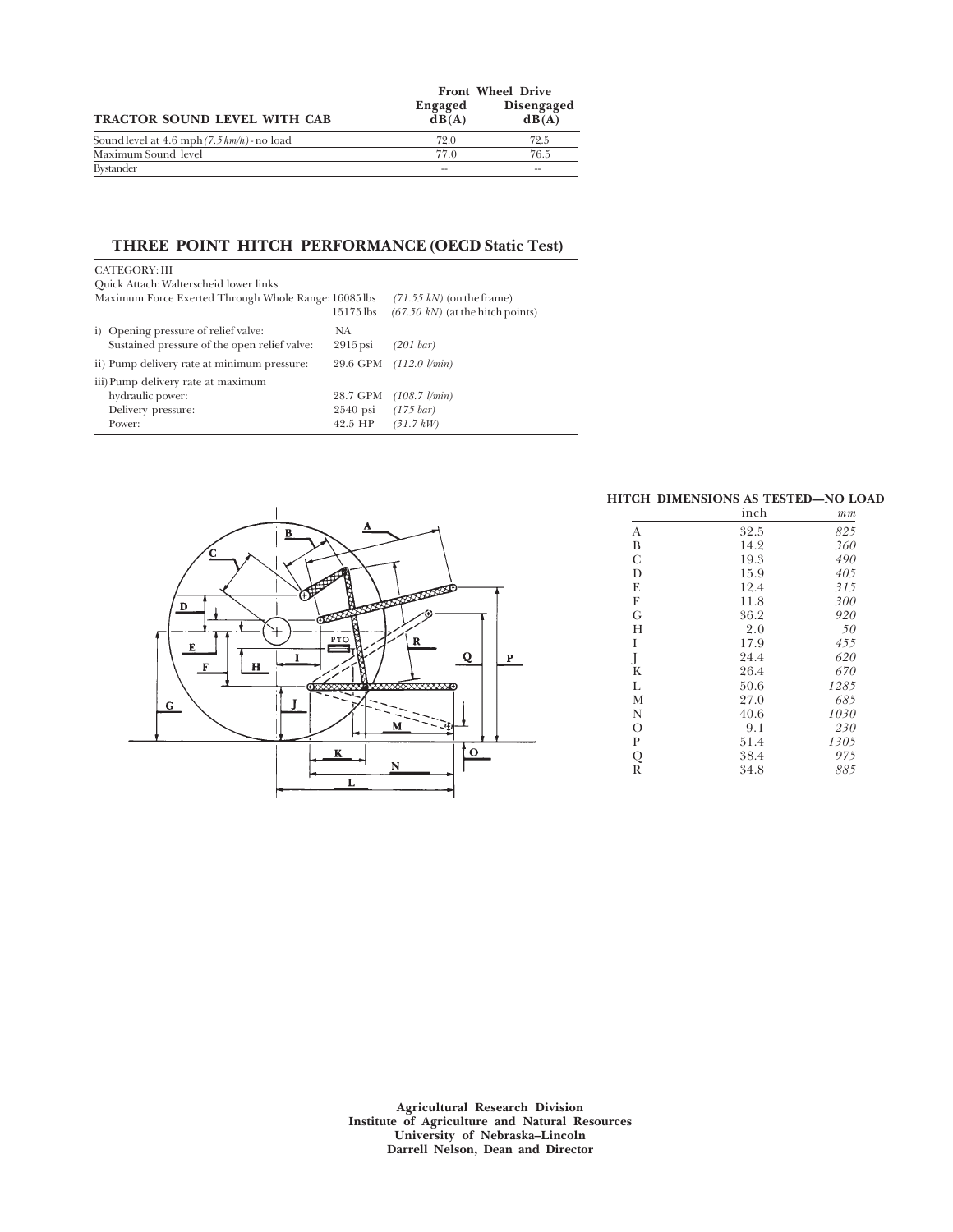| TRACTOR SOUND LEVEL WITH CAB | Front Wheel Drive Engaged dB(A) | Front Wheel Drive Disengaged dB(A) |
|---|---|---|
| Sound level at 4.6 mph *(7.5 km/h)* - no load | 72.0 | 72.5 |
| Maximum Sound level | 77.0 | 76.5 |
| Bystander | -- | -- |

## THREE POINT HITCH PERFORMANCE (OECD Static Test)

| | | |
|---|---|---|
| CATEGORY: III | | |
| Quick Attach: Walterscheid lower links | | |
| Maximum Force Exerted Through Whole Range: | 16085 lbs | *(71.55 kN)* (on the frame) |
| | 15175 lbs | *(67.50 kN)* (at the hitch points) |
| i) Opening pressure of relief valve: | NA | |
| Sustained pressure of the open relief valve: | 2915 psi | *(201 bar)* |
| ii) Pump delivery rate at minimum pressure: | 29.6 GPM | *(112.0 l/min)* |
| iii) Pump delivery rate at maximum hydraulic power: | 28.7 GPM | *(108.7 l/min)* |
| Delivery pressure: | 2540 psi | *(175 bar)* |
| Power: | 42.5 HP | *(31.7 kW)* |

A
B
C
D
E
F
G
H
I
J
K
L
M
N
O
P
Q
R
PTO

### HITCH DIMENSIONS AS TESTED—NO LOAD

| | inch | *mm* |
|---|---|---|
| A | 32.5 | *825* |
| B | 14.2 | *360* |
| C | 19.3 | *490* |
| D | 15.9 | *405* |
| E | 12.4 | *315* |
| F | 11.8 | *300* |
| G | 36.2 | *920* |
| H | 2.0 | *50* |
| I | 17.9 | *455* |
| J | 24.4 | *620* |
| K | 26.4 | *670* |
| L | 50.6 | *1285* |
| M | 27.0 | *685* |
| N | 40.6 | *1030* |
| O | 9.1 | *230* |
| P | 51.4 | *1305* |
| Q | 38.4 | *975* |
| R | 34.8 | *885* |

**Agricultural Research Division**
**Institute of Agriculture and Natural Resources**
**University of Nebraska–Lincoln**
**Darrell Nelson, Dean and Director**